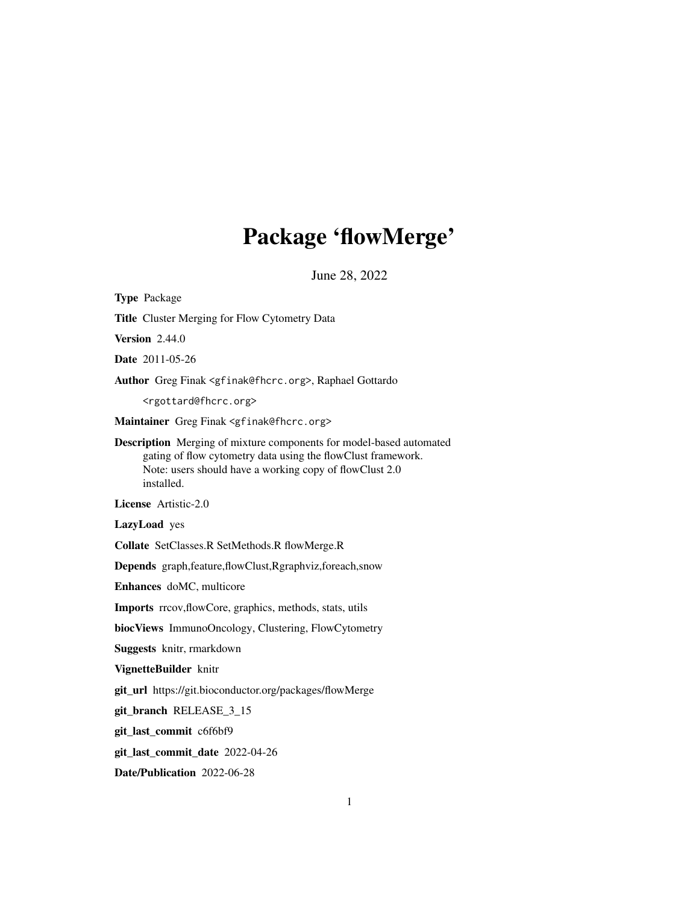# Package 'flowMerge'

June 28, 2022

**Type** Package

**Title** Cluster Merging for Flow Cytometry Data

**Version** 2.44.0

**Date** 2011-05-26

**Author** Greg Finak <gfinak@fhcrc.org>, Raphael Gottardo <rgottard@fhcrc.org>

**Maintainer** Greg Finak <gfinak@fhcrc.org>

**Description** Merging of mixture components for model-based automated gating of flow cytometry data using the flowClust framework. Note: users should have a working copy of flowClust 2.0 installed.

**License** Artistic-2.0

**LazyLoad** yes

**Collate** SetClasses.R SetMethods.R flowMerge.R

**Depends** graph,feature,flowClust,Rgraphviz,foreach,snow

**Enhances** doMC, multicore

**Imports** rrcov,flowCore, graphics, methods, stats, utils

**biocViews** ImmunoOncology, Clustering, FlowCytometry

**Suggests** knitr, rmarkdown

**VignetteBuilder** knitr

**git_url** https://git.bioconductor.org/packages/flowMerge

**git_branch** RELEASE_3_15

**git_last_commit** c6f6bf9

**git_last_commit_date** 2022-04-26

**Date/Publication** 2022-06-28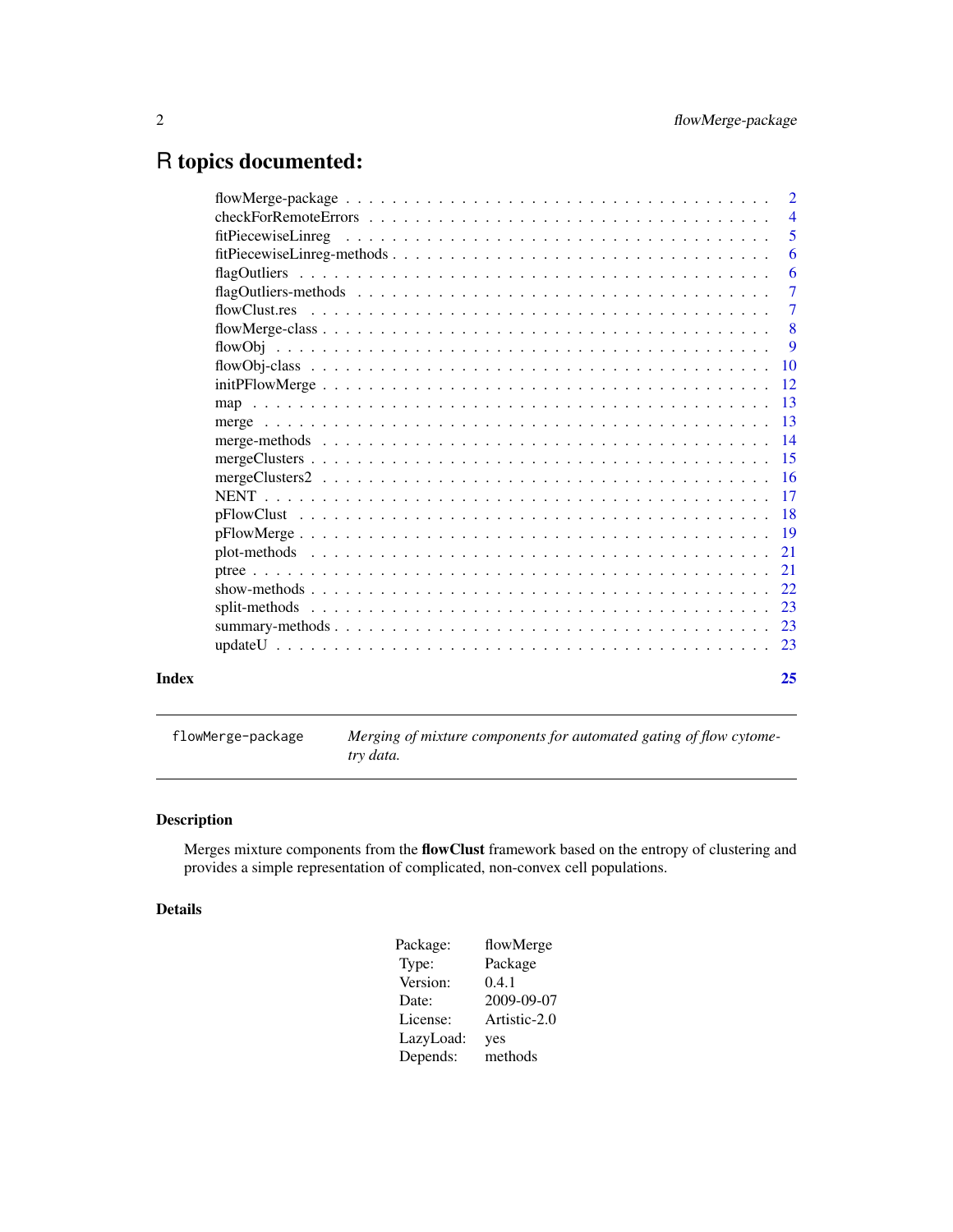# R topics documented:

| | |
|---|---|
| flowMerge-package | 2 |
| checkForRemoteErrors | 4 |
| fitPiecewiseLinreg | 5 |
| fitPiecewiseLinreg-methods | 6 |
| flagOutliers | 6 |
| flagOutliers-methods | 7 |
| flowClust.res | 7 |
| flowMerge-class | 8 |
| flowObj | 9 |
| flowObj-class | 10 |
| initPFlowMerge | 12 |
| map | 13 |
| merge | 13 |
| merge-methods | 14 |
| mergeClusters | 15 |
| mergeClusters2 | 16 |
| NENT | 17 |
| pFlowClust | 18 |
| pFlowMerge | 19 |
| plot-methods | 21 |
| ptree | 21 |
| show-methods | 22 |
| split-methods | 23 |
| summary-methods | 23 |
| updateU | 23 |

**Index** **25**

---

`flowMerge-package` *Merging of mixture components for automated gating of flow cytometry data.*

---

## Description

Merges mixture components from the **flowClust** framework based on the entropy of clustering and provides a simple representation of complicated, non-convex cell populations.

## Details

| | |
|---|---|
| Package: | flowMerge |
| Type: | Package |
| Version: | 0.4.1 |
| Date: | 2009-09-07 |
| License: | Artistic-2.0 |
| LazyLoad: | yes |
| Depends: | methods |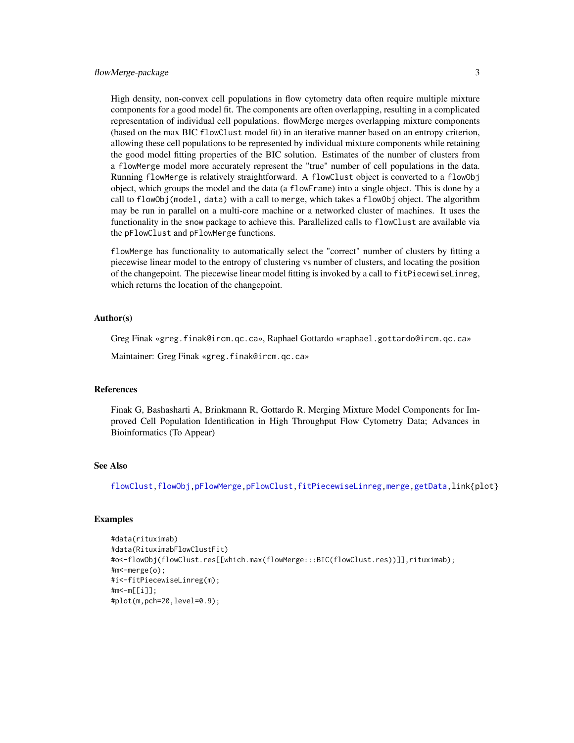High density, non-convex cell populations in flow cytometry data often require multiple mixture components for a good model fit. The components are often overlapping, resulting in a complicated representation of individual cell populations. flowMerge merges overlapping mixture components (based on the max BIC `flowClust` model fit) in an iterative manner based on an entropy criterion, allowing these cell populations to be represented by individual mixture components while retaining the good model fitting properties of the BIC solution. Estimates of the number of clusters from a `flowMerge` model more accurately represent the "true" number of cell populations in the data. Running `flowMerge` is relatively straightforward. A `flowClust` object is converted to a `flowObj` object, which groups the model and the data (a `flowFrame`) into a single object. This is done by a call to `flowObj(model, data)` with a call to `merge`, which takes a `flowObj` object. The algorithm may be run in parallel on a multi-core machine or a networked cluster of machines. It uses the functionality in the `snow` package to achieve this. Parallelized calls to `flowClust` are available via the `pFlowClust` and `pFlowMerge` functions.

`flowMerge` has functionality to automatically select the "correct" number of clusters by fitting a piecewise linear model to the entropy of clustering vs number of clusters, and locating the position of the changepoint. The piecewise linear model fitting is invoked by a call to `fitPiecewiseLinreg`, which returns the location of the changepoint.

### Author(s)

Greg Finak «`greg.finak@ircm.qc.ca`», Raphael Gottardo «`raphael.gottardo@ircm.qc.ca`»

Maintainer: Greg Finak «`greg.finak@ircm.qc.ca`»

### References

Finak G, Bashasharti A, Brinkmann R, Gottardo R. Merging Mixture Model Components for Improved Cell Population Identification in High Throughput Flow Cytometry Data; Advances in Bioinformatics (To Appear)

### See Also

`flowClust`,`flowObj`,`pFlowMerge`,`pFlowClust`,`fitPiecewiseLinreg`,`merge`,`getData`,`link{plot}`

### Examples

```
#data(rituximab)
#data(RituximabFlowClustFit)
#o<-flowObj(flowClust.res[[which.max(flowMerge:::BIC(flowClust.res))]],rituximab);
#m<-merge(o);
#i<-fitPiecewiseLinreg(m);
#m<-m[[i]];
#plot(m,pch=20,level=0.9);
```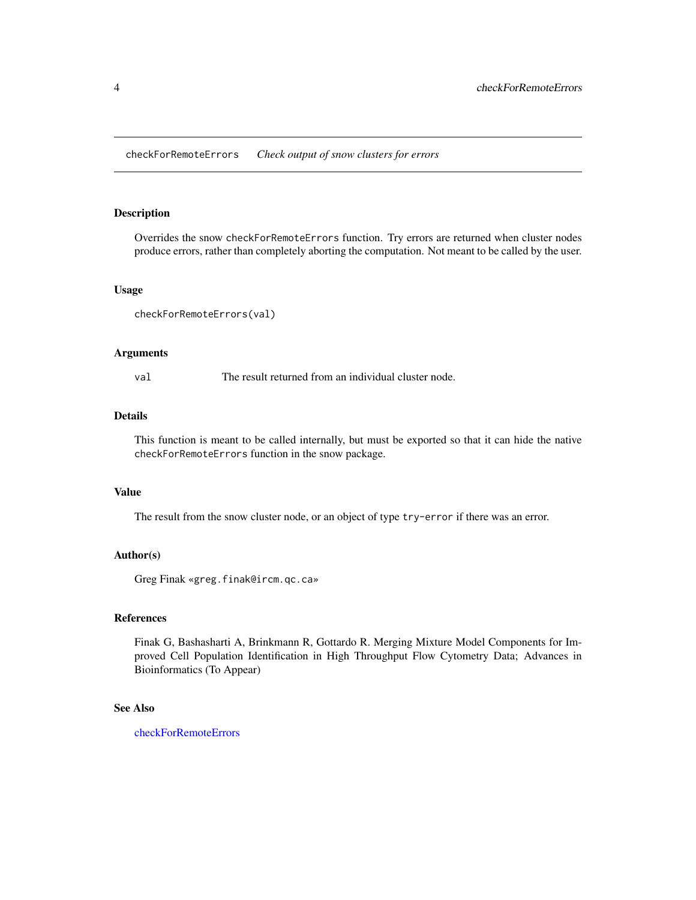checkForRemoteErrors *Check output of snow clusters for errors*

## Description

Overrides the snow `checkForRemoteErrors` function. Try errors are returned when cluster nodes produce errors, rather than completely aborting the computation. Not meant to be called by the user.

## Usage

```
checkForRemoteErrors(val)
```

## Arguments

| | |
|---|---|
| `val` | The result returned from an individual cluster node. |

## Details

This function is meant to be called internally, but must be exported so that it can hide the native `checkForRemoteErrors` function in the snow package.

## Value

The result from the snow cluster node, or an object of type `try-error` if there was an error.

## Author(s)

Greg Finak «`greg.finak@ircm.qc.ca`»

## References

Finak G, Bashasharti A, Brinkmann R, Gottardo R. Merging Mixture Model Components for Improved Cell Population Identification in High Throughput Flow Cytometry Data; Advances in Bioinformatics (To Appear)

## See Also

checkForRemoteErrors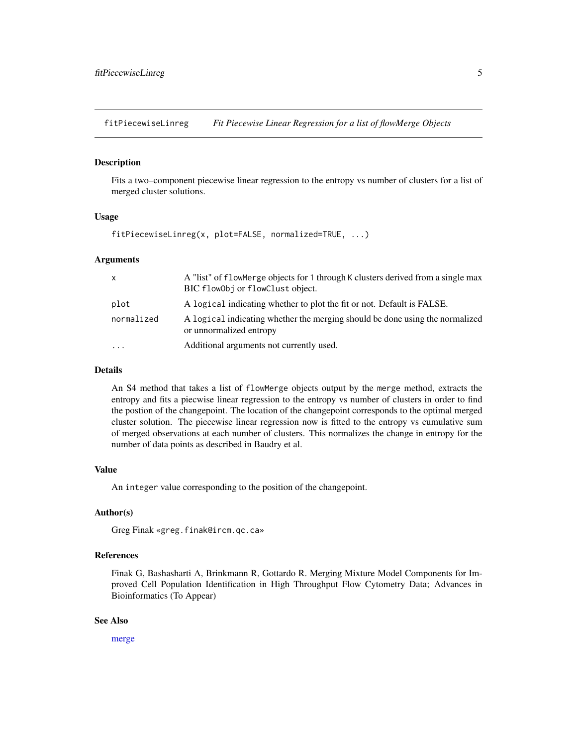# fitPiecewiseLinreg — *Fit Piecewise Linear Regression for a list of flowMerge Objects*

## Description

Fits a two–component piecewise linear regression to the entropy vs number of clusters for a list of merged cluster solutions.

## Usage

```
fitPiecewiseLinreg(x, plot=FALSE, normalized=TRUE, ...)
```

## Arguments

| | |
|---|---|
| `x` | A "list" of `flowMerge` objects for `1` through `K` clusters derived from a single max BIC `flowObj` or `flowClust` object. |
| `plot` | A `logical` indicating whether to plot the fit or not. Default is FALSE. |
| `normalized` | A `logical` indicating whether the merging should be done using the normalized or unnormalized entropy |
| `...` | Additional arguments not currently used. |

## Details

An S4 method that takes a list of `flowMerge` objects output by the `merge` method, extracts the entropy and fits a piecwise linear regression to the entropy vs number of clusters in order to find the postion of the changepoint. The location of the changepoint corresponds to the optimal merged cluster solution. The piecewise linear regression now is fitted to the entropy vs cumulative sum of merged observations at each number of clusters. This normalizes the change in entropy for the number of data points as described in Baudry et al.

## Value

An `integer` value corresponding to the position of the changepoint.

## Author(s)

Greg Finak «greg.finak@ircm.qc.ca»

## References

Finak G, Bashasharti A, Brinkmann R, Gottardo R. Merging Mixture Model Components for Improved Cell Population Identification in High Throughput Flow Cytometry Data; Advances in Bioinformatics (To Appear)

## See Also

merge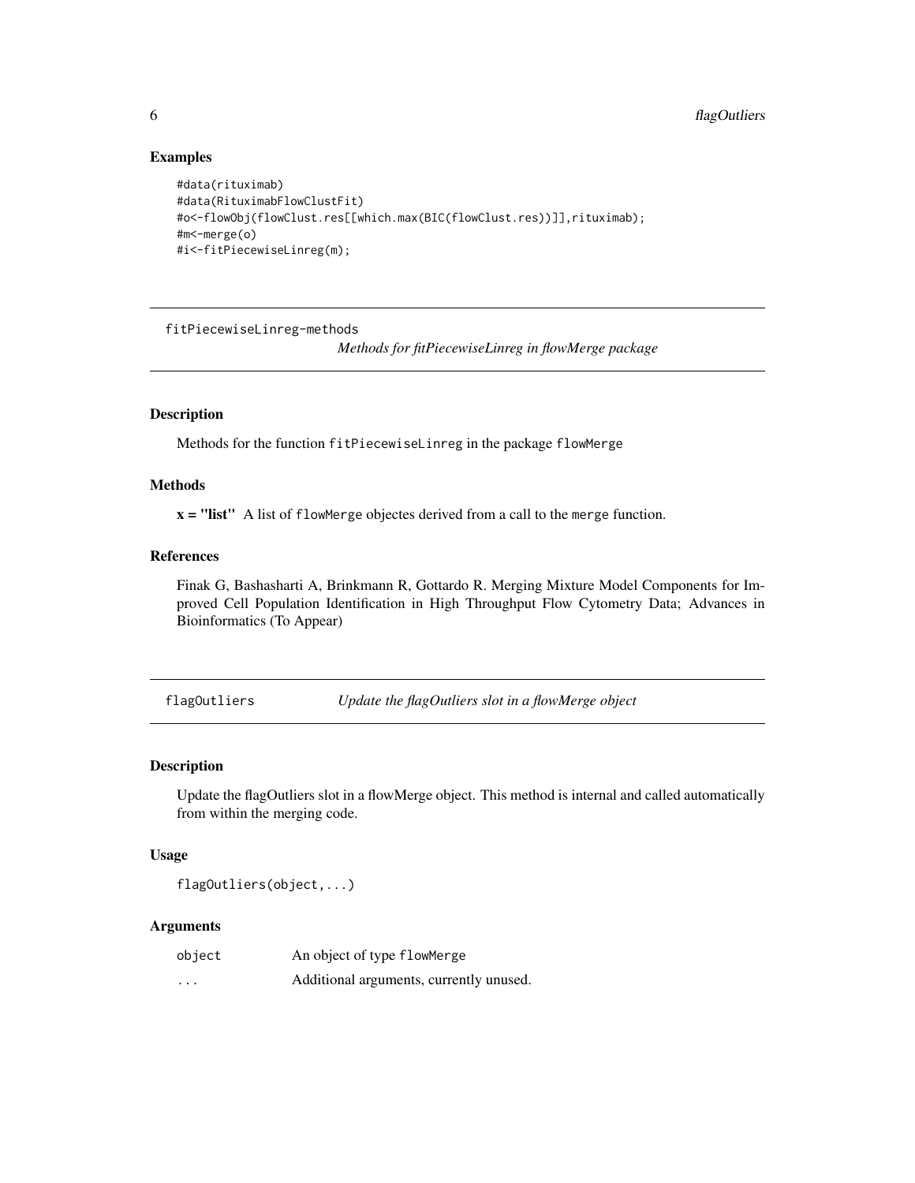## Examples

```
#data(rituximab)
#data(RituximabFlowClustFit)
#o<-flowObj(flowClust.res[[which.max(BIC(flowClust.res))]],rituximab);
#m<-merge(o)
#i<-fitPiecewiseLinreg(m);
```

---

# fitPiecewiseLinreg-methods    *Methods for fitPiecewiseLinreg in flowMerge package*

---

## Description

Methods for the function `fitPiecewiseLinreg` in the package `flowMerge`

## Methods

**x = "list"** A list of `flowMerge` objectes derived from a call to the `merge` function.

## References

Finak G, Bashasharti A, Brinkmann R, Gottardo R. Merging Mixture Model Components for Improved Cell Population Identification in High Throughput Flow Cytometry Data; Advances in Bioinformatics (To Appear)

---

# flagOutliers    *Update the flagOutliers slot in a flowMerge object*

---

## Description

Update the flagOutliers slot in a flowMerge object. This method is internal and called automatically from within the merging code.

## Usage

```
flagOutliers(object,...)
```

## Arguments

| | |
|---|---|
| object | An object of type flowMerge |
| ... | Additional arguments, currently unused. |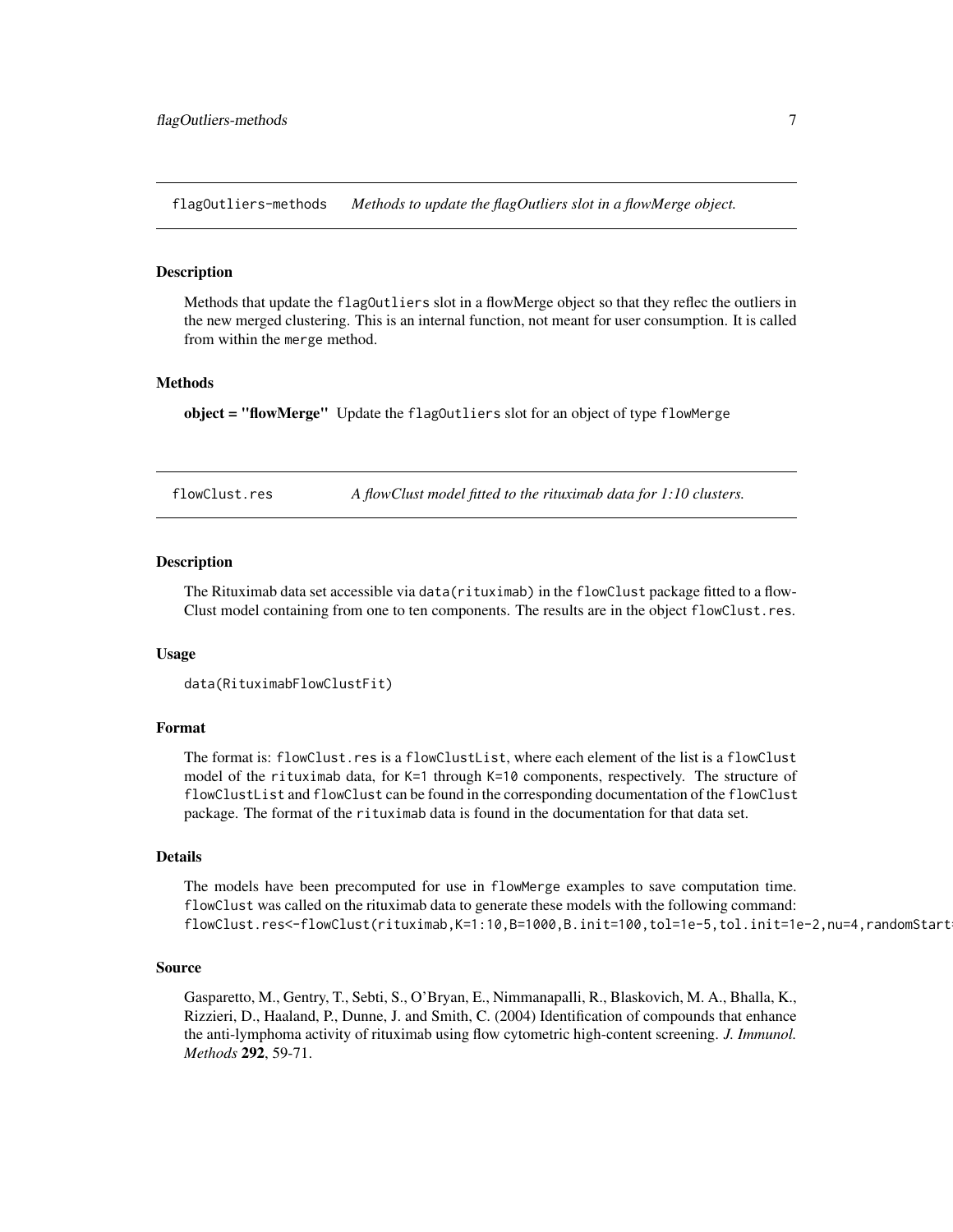## flagOutliers-methods    *Methods to update the flagOutliers slot in a flowMerge object.*

### Description

Methods that update the `flagOutliers` slot in a flowMerge object so that they reflec the outliers in the new merged clustering. This is an internal function, not meant for user consumption. It is called from within the `merge` method.

### Methods

**object = "flowMerge"** Update the `flagOutliers` slot for an object of type `flowMerge`

## flowClust.res    *A flowClust model fitted to the rituximab data for 1:10 clusters.*

### Description

The Rituximab data set accessible via `data(rituximab)` in the `flowClust` package fitted to a flowClust model containing from one to ten components. The results are in the object `flowClust.res`.

### Usage

```
data(RituximabFlowClustFit)
```

### Format

The format is: `flowClust.res` is a `flowClustList`, where each element of the list is a `flowClust` model of the `rituximab` data, for `K=1` through `K=10` components, respectively. The structure of `flowClustList` and `flowClust` can be found in the corresponding documentation of the `flowClust` package. The format of the `rituximab` data is found in the documentation for that data set.

### Details

The models have been precomputed for use in `flowMerge` examples to save computation time. `flowClust` was called on the rituximab data to generate these models with the following command:
`flowClust.res<-flowClust(rituximab,K=1:10,B=1000,B.init=100,tol=1e-5,tol.init=1e-2,nu=4,randomStart`

### Source

Gasparetto, M., Gentry, T., Sebti, S., O'Bryan, E., Nimmanapalli, R., Blaskovich, M. A., Bhalla, K., Rizzieri, D., Haaland, P., Dunne, J. and Smith, C. (2004) Identification of compounds that enhance the anti-lymphoma activity of rituximab using flow cytometric high-content screening. *J. Immunol. Methods* **292**, 59-71.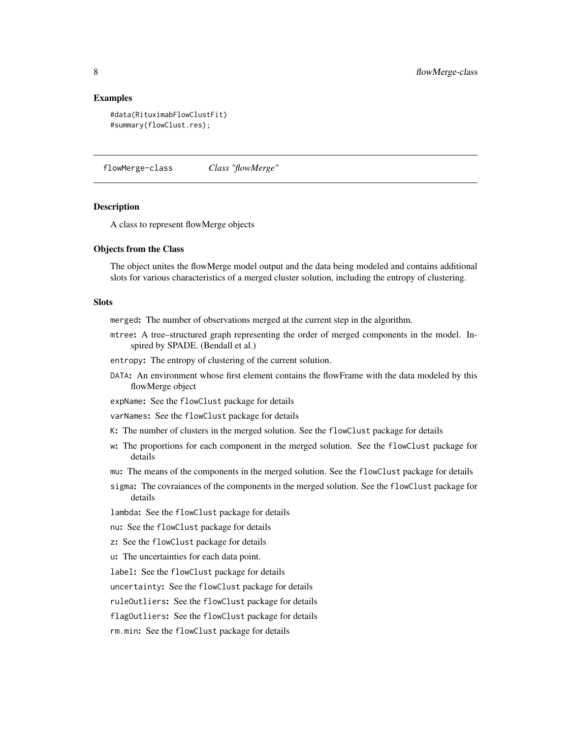## Examples

```
#data(RituximabFlowClustFit)
#summary(flowClust.res);
```

---

flowMerge-class    *Class "flowMerge"*

---

### Description

A class to represent flowMerge objects

### Objects from the Class

The object unites the flowMerge model output and the data being modeled and contains additional slots for various characteristics of a merged cluster solution, including the entropy of clustering.

### Slots

- `merged`: The number of observations merged at the current step in the algorithm.
- `mtree`: A tree–structured graph representing the order of merged components in the model. Inspired by SPADE. (Bendall et al.)
- `entropy`: The entropy of clustering of the current solution.
- `DATA`: An environment whose first element contains the flowFrame with the data modeled by this flowMerge object
- `expName`: See the `flowClust` package for details
- `varNames`: See the `flowClust` package for details
- `K`: The number of clusters in the merged solution. See the `flowClust` package for details
- `w`: The proportions for each component in the merged solution. See the `flowClust` package for details
- `mu`: The means of the components in the merged solution. See the `flowClust` package for details
- `sigma`: The covraiances of the components in the merged solution. See the `flowClust` package for details
- `lambda`: See the `flowClust` package for details
- `nu`: See the `flowClust` package for details
- `z`: See the `flowClust` package for details
- `u`: The uncertainties for each data point.
- `label`: See the `flowClust` package for details
- `uncertainty`: See the `flowClust` package for details
- `ruleOutliers`: See the `flowClust` package for details
- `flagOutliers`: See the `flowClust` package for details
- `rm.min`: See the `flowClust` package for details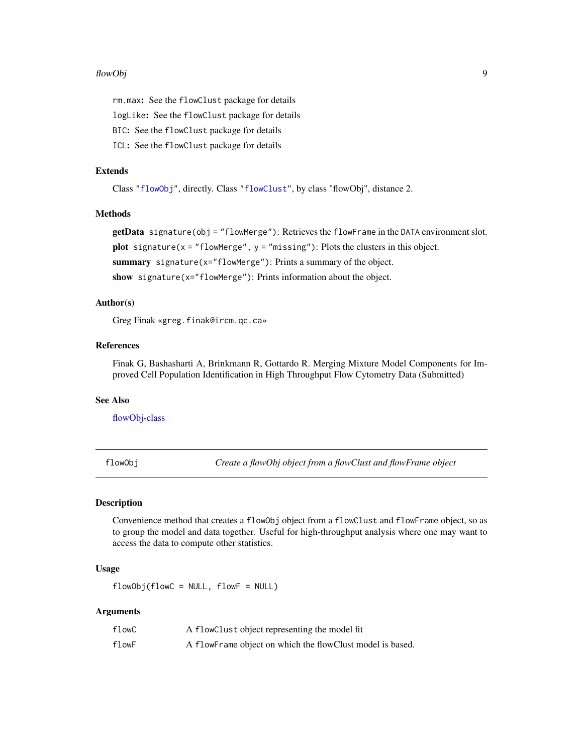`rm.max`: See the `flowClust` package for details

`logLike`: See the `flowClust` package for details

`BIC`: See the `flowClust` package for details

`ICL`: See the `flowClust` package for details

### Extends

Class "`flowObj`", directly. Class "`flowClust`", by class "flowObj", distance 2.

### Methods

**getData** `signature(obj = "flowMerge")`: Retrieves the `flowFrame` in the `DATA` environment slot.

**plot** `signature(x = "flowMerge", y = "missing")`: Plots the clusters in this object.

**summary** `signature(x="flowMerge")`: Prints a summary of the object.

**show** `signature(x="flowMerge")`: Prints information about the object.

### Author(s)

Greg Finak «`greg.finak@ircm.qc.ca`»

### References

Finak G, Bashasharti A, Brinkmann R, Gottardo R. Merging Mixture Model Components for Improved Cell Population Identification in High Throughput Flow Cytometry Data (Submitted)

### See Also

flowObj-class

---

## flowObj — *Create a flowObj object from a flowClust and flowFrame object*

### Description

Convenience method that creates a `flowObj` object from a `flowClust` and `flowFrame` object, so as to group the model and data together. Useful for high-throughput analysis where one may want to access the data to compute other statistics.

### Usage

```
flowObj(flowC = NULL, flowF = NULL)
```

### Arguments

| | |
|---|---|
| `flowC` | A `flowClust` object representing the model fit |
| `flowF` | A `flowFrame` object on which the flowClust model is based. |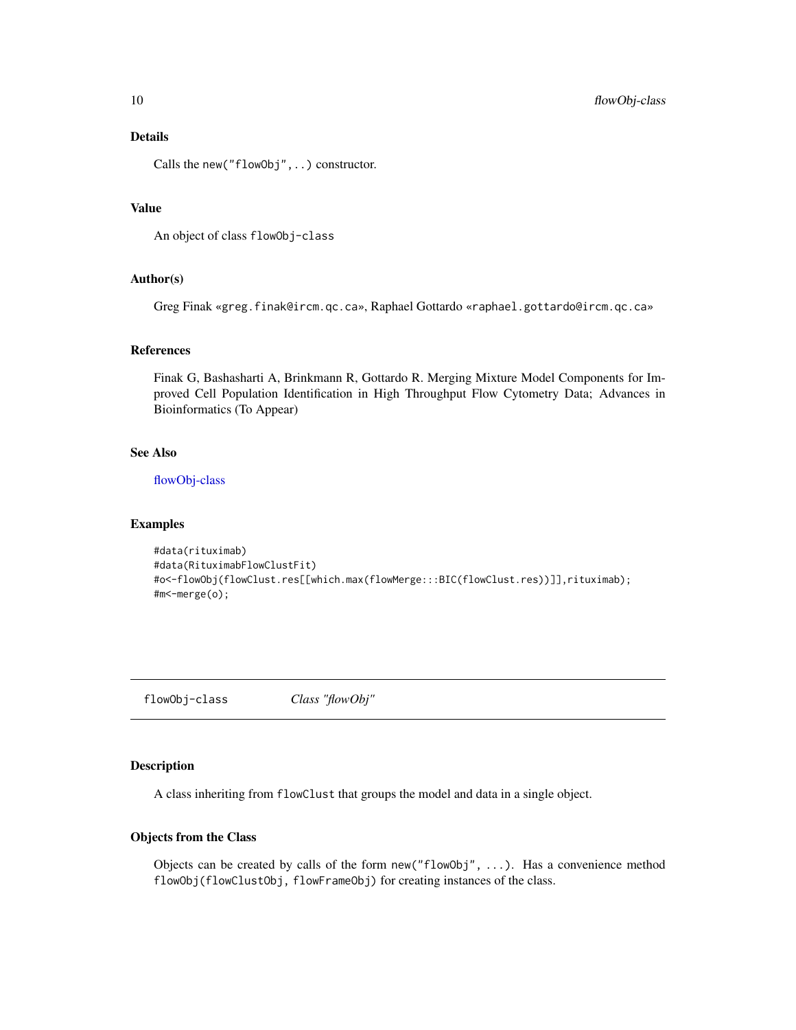### Details

Calls the `new("flowObj",..)` constructor.

### Value

An object of class `flowObj-class`

### Author(s)

Greg Finak «greg.finak@ircm.qc.ca», Raphael Gottardo «raphael.gottardo@ircm.qc.ca»

### References

Finak G, Bashasharti A, Brinkmann R, Gottardo R. Merging Mixture Model Components for Improved Cell Population Identification in High Throughput Flow Cytometry Data; Advances in Bioinformatics (To Appear)

### See Also

flowObj-class

### Examples

```
#data(rituximab)
#data(RituximabFlowClustFit)
#o<-flowObj(flowClust.res[[which.max(flowMerge:::BIC(flowClust.res))]],rituximab);
#m<-merge(o);
```

---

## flowObj-class *Class "flowObj"*

---

### Description

A class inheriting from `flowClust` that groups the model and data in a single object.

### Objects from the Class

Objects can be created by calls of the form `new("flowObj", ...)`. Has a convenience method `flowObj(flowClustObj, flowFrameObj)` for creating instances of the class.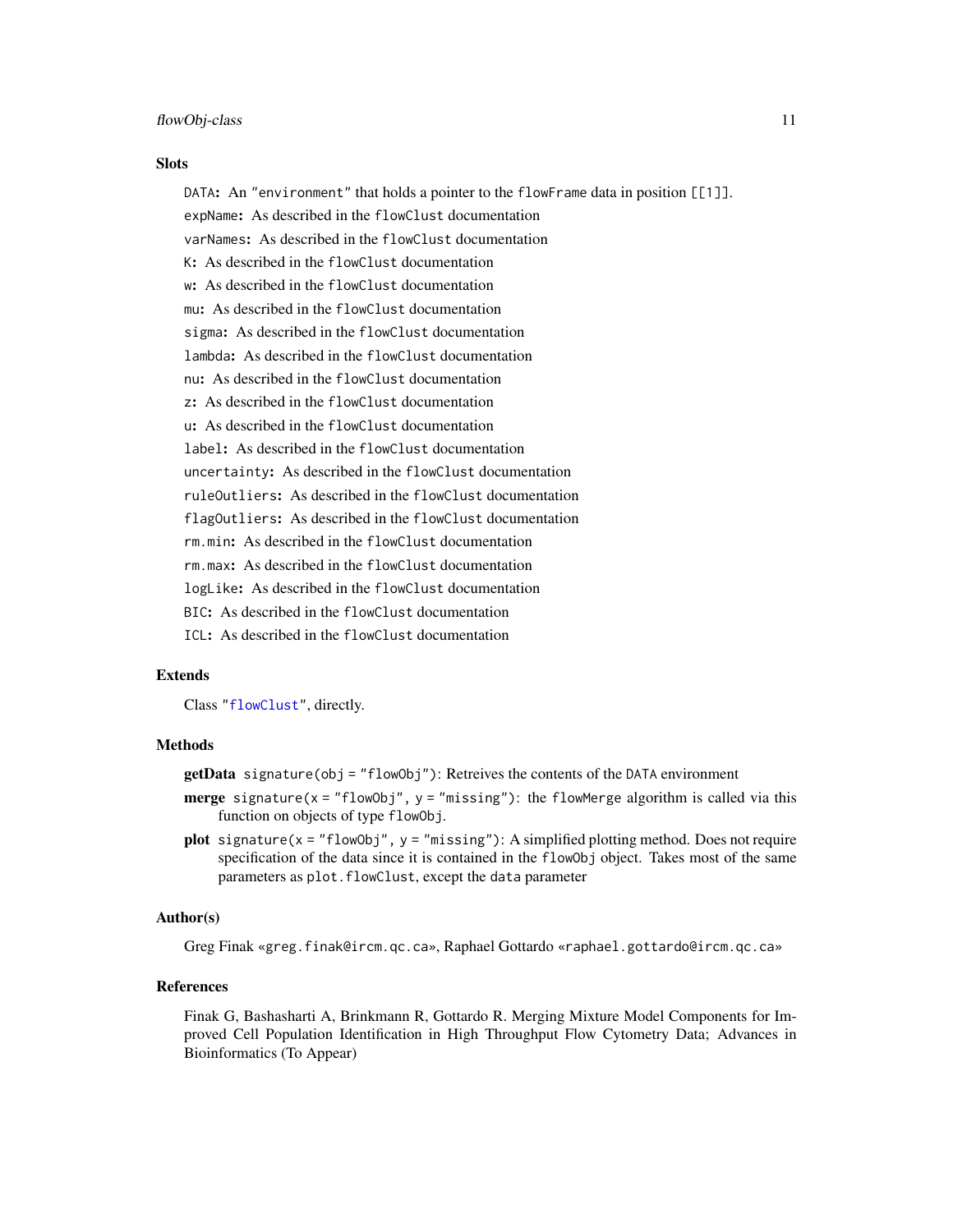## Slots

`DATA`: An `"environment"` that holds a pointer to the `flowFrame` data in position `[[1]]`.

`expName`: As described in the `flowClust` documentation

`varNames`: As described in the `flowClust` documentation

`K`: As described in the `flowClust` documentation

`w`: As described in the `flowClust` documentation

`mu`: As described in the `flowClust` documentation

`sigma`: As described in the `flowClust` documentation

`lambda`: As described in the `flowClust` documentation

`nu`: As described in the `flowClust` documentation

`z`: As described in the `flowClust` documentation

`u`: As described in the `flowClust` documentation

`label`: As described in the `flowClust` documentation

`uncertainty`: As described in the `flowClust` documentation

`ruleOutliers`: As described in the `flowClust` documentation

`flagOutliers`: As described in the `flowClust` documentation

`rm.min`: As described in the `flowClust` documentation

`rm.max`: As described in the `flowClust` documentation

`logLike`: As described in the `flowClust` documentation

`BIC`: As described in the `flowClust` documentation

`ICL`: As described in the `flowClust` documentation

## Extends

Class `"flowClust"`, directly.

## Methods

**getData** `signature(obj = "flowObj")`: Retreives the contents of the `DATA` environment

**merge** `signature(x = "flowObj", y = "missing")`: the `flowMerge` algorithm is called via this function on objects of type `flowObj`.

**plot** `signature(x = "flowObj", y = "missing")`: A simplified plotting method. Does not require specification of the data since it is contained in the `flowObj` object. Takes most of the same parameters as `plot.flowClust`, except the `data` parameter

## Author(s)

Greg Finak «`greg.finak@ircm.qc.ca`», Raphael Gottardo «`raphael.gottardo@ircm.qc.ca`»

## References

Finak G, Bashasharti A, Brinkmann R, Gottardo R. Merging Mixture Model Components for Improved Cell Population Identification in High Throughput Flow Cytometry Data; Advances in Bioinformatics (To Appear)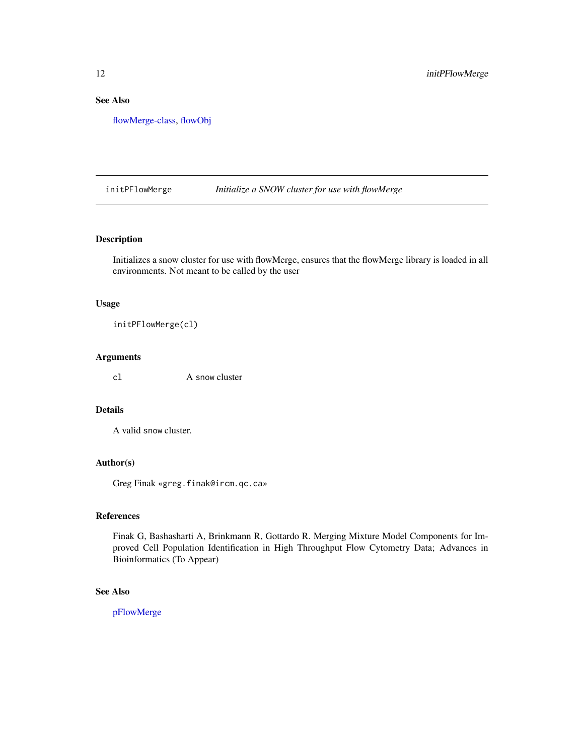## See Also

flowMerge-class, flowObj

---

initPFlowMerge *Initialize a SNOW cluster for use with flowMerge*

---

### Description

Initializes a snow cluster for use with flowMerge, ensures that the flowMerge library is loaded in all environments. Not meant to be called by the user

### Usage

```
initPFlowMerge(cl)
```

### Arguments

| | |
|---|---|
| cl | A snow cluster |

### Details

A valid snow cluster.

### Author(s)

Greg Finak «greg.finak@ircm.qc.ca»

### References

Finak G, Bashasharti A, Brinkmann R, Gottardo R. Merging Mixture Model Components for Improved Cell Population Identification in High Throughput Flow Cytometry Data; Advances in Bioinformatics (To Appear)

### See Also

pFlowMerge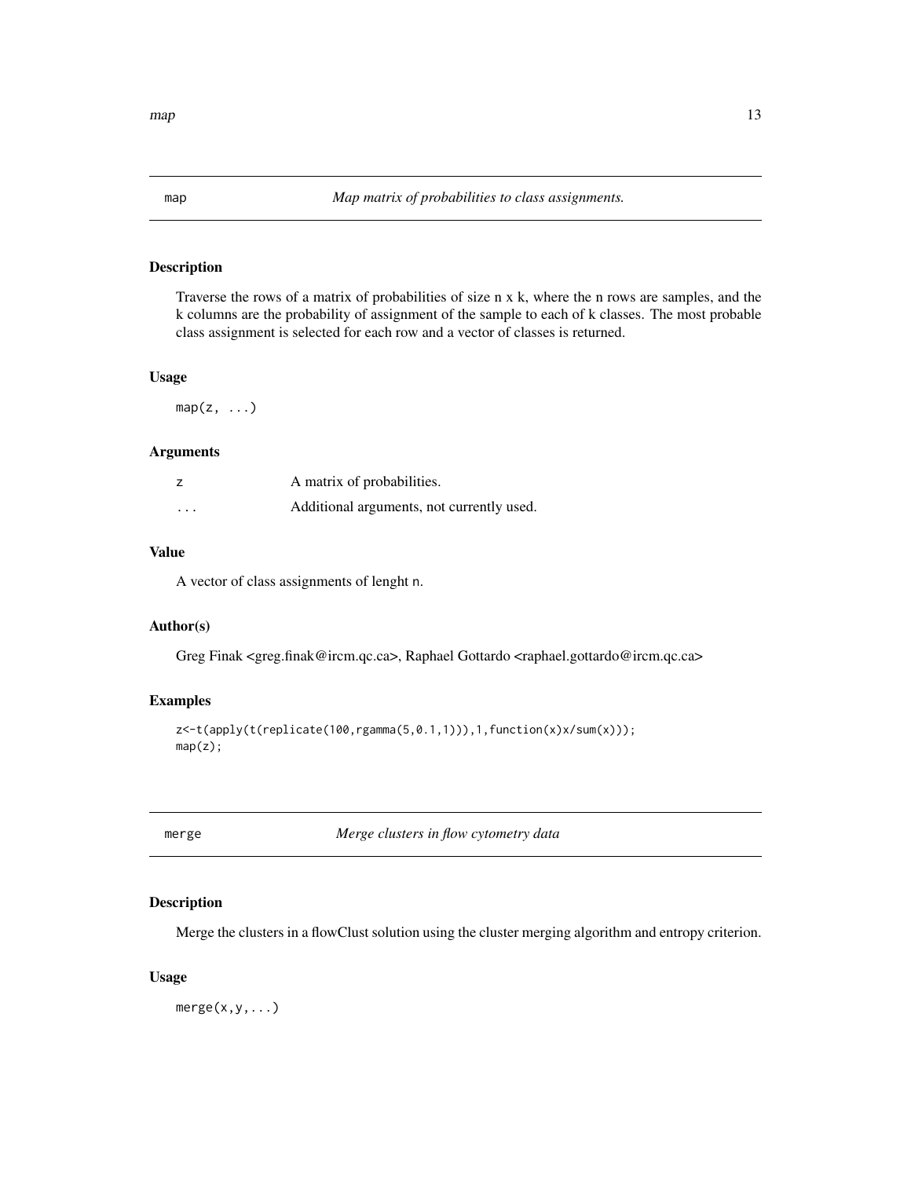## map — *Map matrix of probabilities to class assignments.*

### Description

Traverse the rows of a matrix of probabilities of size n x k, where the n rows are samples, and the k columns are the probability of assignment of the sample to each of k classes. The most probable class assignment is selected for each row and a vector of classes is returned.

### Usage

```
map(z, ...)
```

### Arguments

| | |
|---|---|
| z | A matrix of probabilities. |
| ... | Additional arguments, not currently used. |

### Value

A vector of class assignments of lenght n.

### Author(s)

Greg Finak <greg.finak@ircm.qc.ca>, Raphael Gottardo <raphael.gottardo@ircm.qc.ca>

### Examples

```
z<-t(apply(t(replicate(100,rgamma(5,0.1,1))),1,function(x)x/sum(x)));
map(z);
```

## merge — *Merge clusters in flow cytometry data*

### Description

Merge the clusters in a flowClust solution using the cluster merging algorithm and entropy criterion.

### Usage

```
merge(x,y,...)
```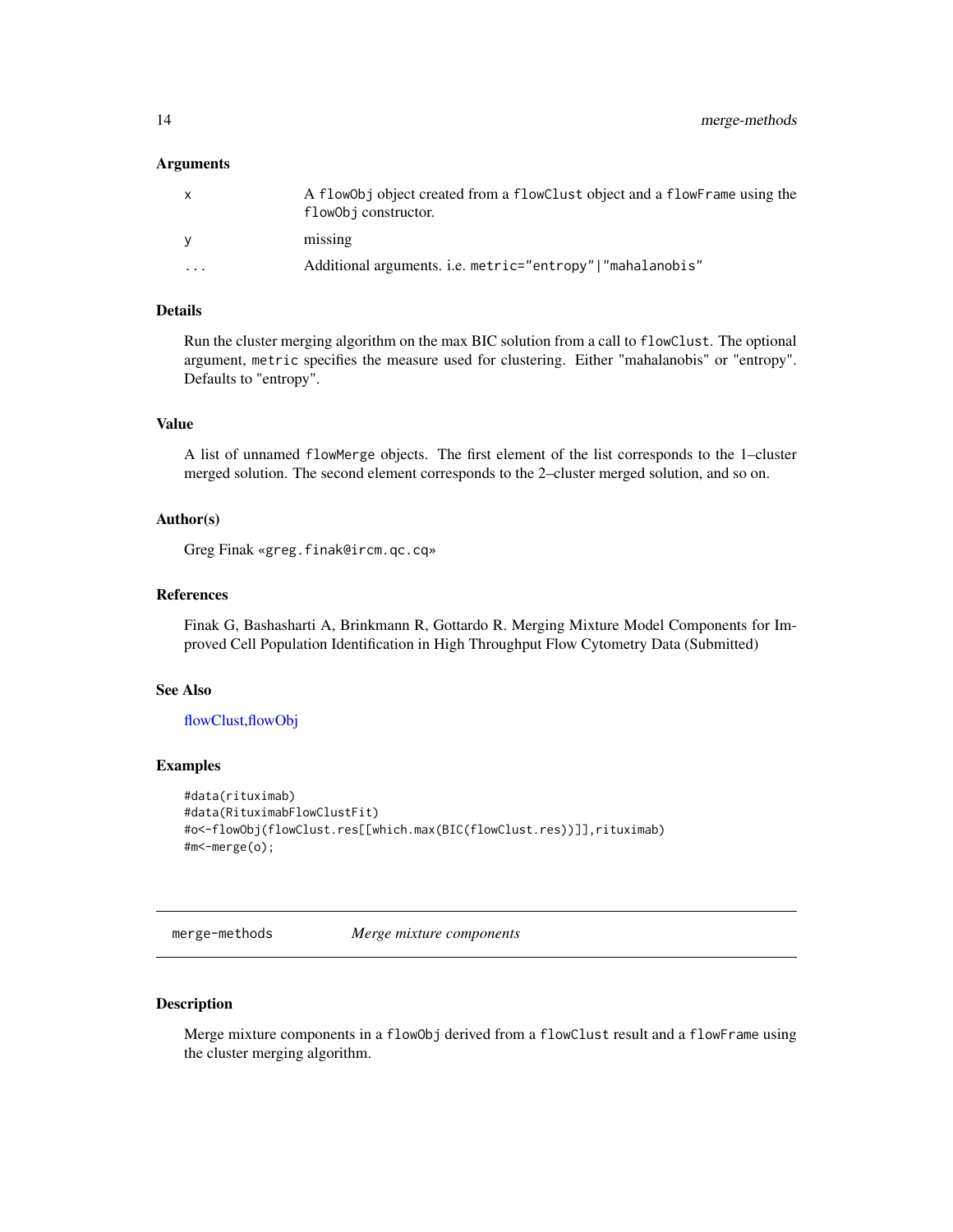### Arguments

| | |
|---|---|
| x | A `flowObj` object created from a `flowClust` object and a `flowFrame` using the `flowObj` constructor. |
| y | missing |
| ... | Additional arguments. i.e. `metric="entropy"|"mahalanobis"` |

### Details

Run the cluster merging algorithm on the max BIC solution from a call to `flowClust`. The optional argument, `metric` specifies the measure used for clustering. Either "mahalanobis" or "entropy". Defaults to "entropy".

### Value

A list of unnamed `flowMerge` objects. The first element of the list corresponds to the 1–cluster merged solution. The second element corresponds to the 2–cluster merged solution, and so on.

### Author(s)

Greg Finak «greg.finak@ircm.qc.cq»

### References

Finak G, Bashasharti A, Brinkmann R, Gottardo R. Merging Mixture Model Components for Improved Cell Population Identification in High Throughput Flow Cytometry Data (Submitted)

### See Also

flowClust,flowObj

### Examples

```
#data(rituximab)
#data(RituximabFlowClustFit)
#o<-flowObj(flowClust.res[[which.max(BIC(flowClust.res))]],rituximab)
#m<-merge(o);
```

---

## merge-methods *Merge mixture components*

### Description

Merge mixture components in a `flowObj` derived from a `flowClust` result and a `flowFrame` using the cluster merging algorithm.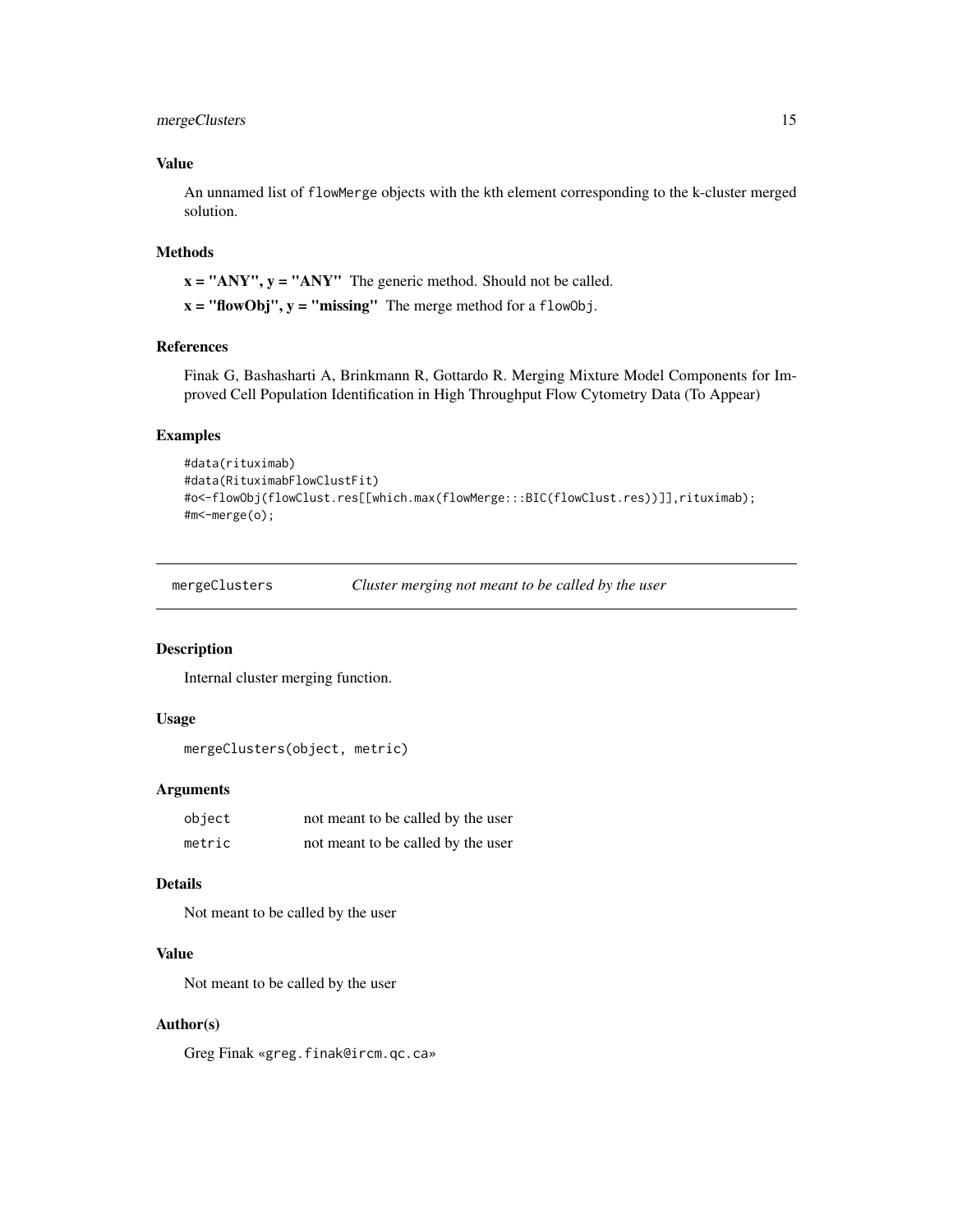### Value

An unnamed list of `flowMerge` objects with the kth element corresponding to the k-cluster merged solution.

### Methods

**x = "ANY", y = "ANY"** The generic method. Should not be called.

**x = "flowObj", y = "missing"** The merge method for a `flowObj`.

### References

Finak G, Bashasharti A, Brinkmann R, Gottardo R. Merging Mixture Model Components for Improved Cell Population Identification in High Throughput Flow Cytometry Data (To Appear)

### Examples

```
#data(rituximab)
#data(RituximabFlowClustFit)
#o<-flowObj(flowClust.res[[which.max(flowMerge:::BIC(flowClust.res))]],rituximab);
#m<-merge(o);
```

---

## mergeClusters — *Cluster merging not meant to be called by the user*

### Description

Internal cluster merging function.

### Usage

```
mergeClusters(object, metric)
```

### Arguments

| | |
|---|---|
| `object` | not meant to be called by the user |
| `metric` | not meant to be called by the user |

### Details

Not meant to be called by the user

### Value

Not meant to be called by the user

### Author(s)

Greg Finak «`greg.finak@ircm.qc.ca`»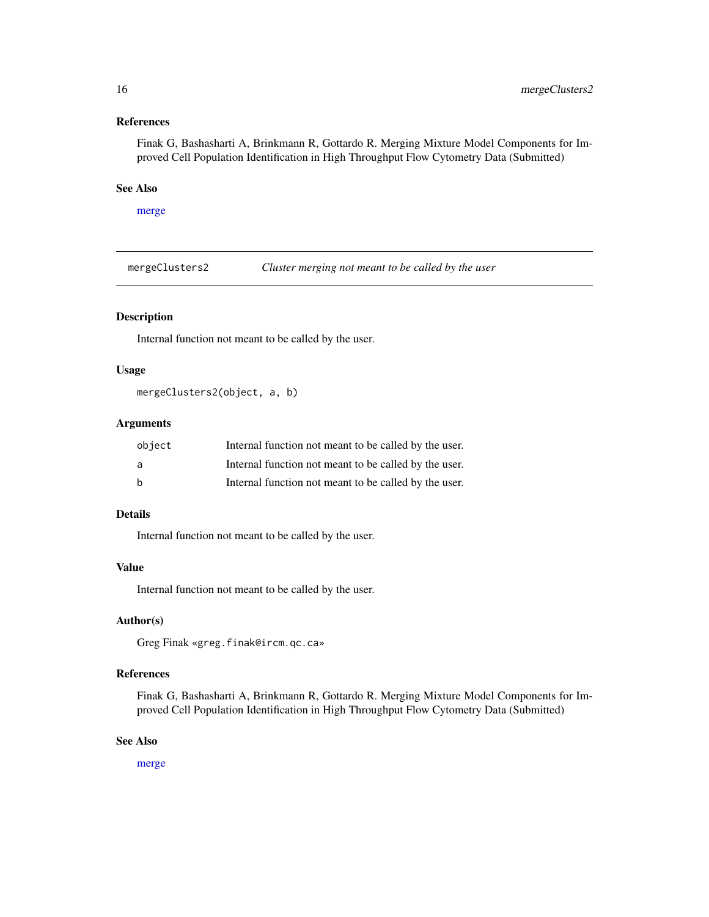## References

Finak G, Bashasharti A, Brinkmann R, Gottardo R. Merging Mixture Model Components for Improved Cell Population Identification in High Throughput Flow Cytometry Data (Submitted)

## See Also

merge

---

# mergeClusters2 — *Cluster merging not meant to be called by the user*

## Description

Internal function not meant to be called by the user.

## Usage

```
mergeClusters2(object, a, b)
```

## Arguments

| | |
|---|---|
| `object` | Internal function not meant to be called by the user. |
| `a` | Internal function not meant to be called by the user. |
| `b` | Internal function not meant to be called by the user. |

## Details

Internal function not meant to be called by the user.

## Value

Internal function not meant to be called by the user.

## Author(s)

Greg Finak «`greg.finak@ircm.qc.ca`»

## References

Finak G, Bashasharti A, Brinkmann R, Gottardo R. Merging Mixture Model Components for Improved Cell Population Identification in High Throughput Flow Cytometry Data (Submitted)

## See Also

merge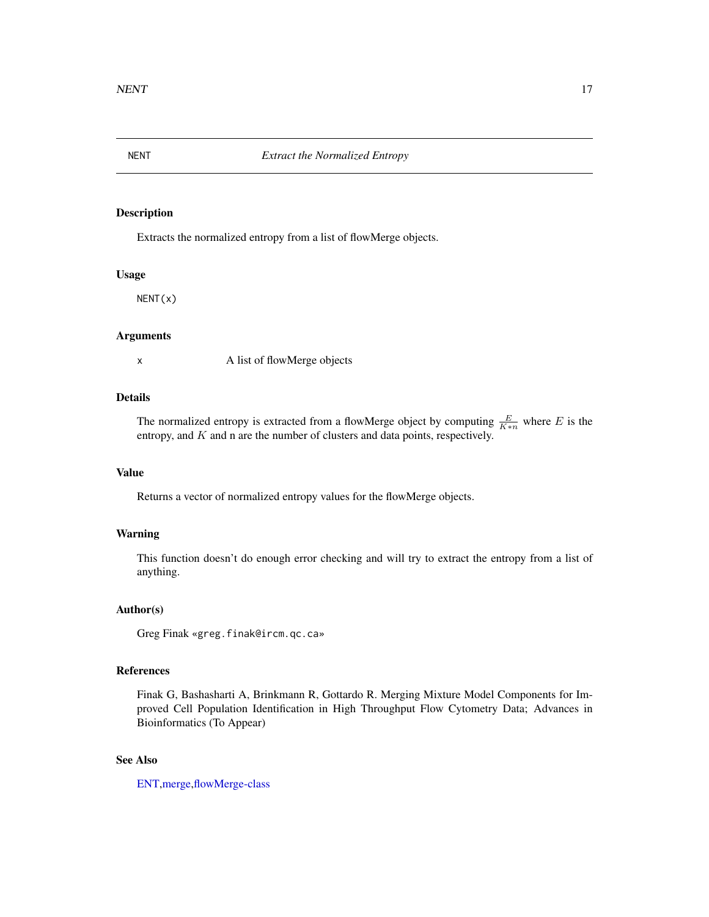## NENT — *Extract the Normalized Entropy*

### Description

Extracts the normalized entropy from a list of flowMerge objects.

### Usage

```
NENT(x)
```

### Arguments

| | |
|---|---|
| x | A list of flowMerge objects |

### Details

The normalized entropy is extracted from a flowMerge object by computing $\frac{E}{K*n}$ where $E$ is the entropy, and $K$ and n are the number of clusters and data points, respectively.

### Value

Returns a vector of normalized entropy values for the flowMerge objects.

### Warning

This function doesn't do enough error checking and will try to extract the entropy from a list of anything.

### Author(s)

Greg Finak «greg.finak@ircm.qc.ca»

### References

Finak G, Bashasharti A, Brinkmann R, Gottardo R. Merging Mixture Model Components for Improved Cell Population Identification in High Throughput Flow Cytometry Data; Advances in Bioinformatics (To Appear)

### See Also

ENT, merge, flowMerge-class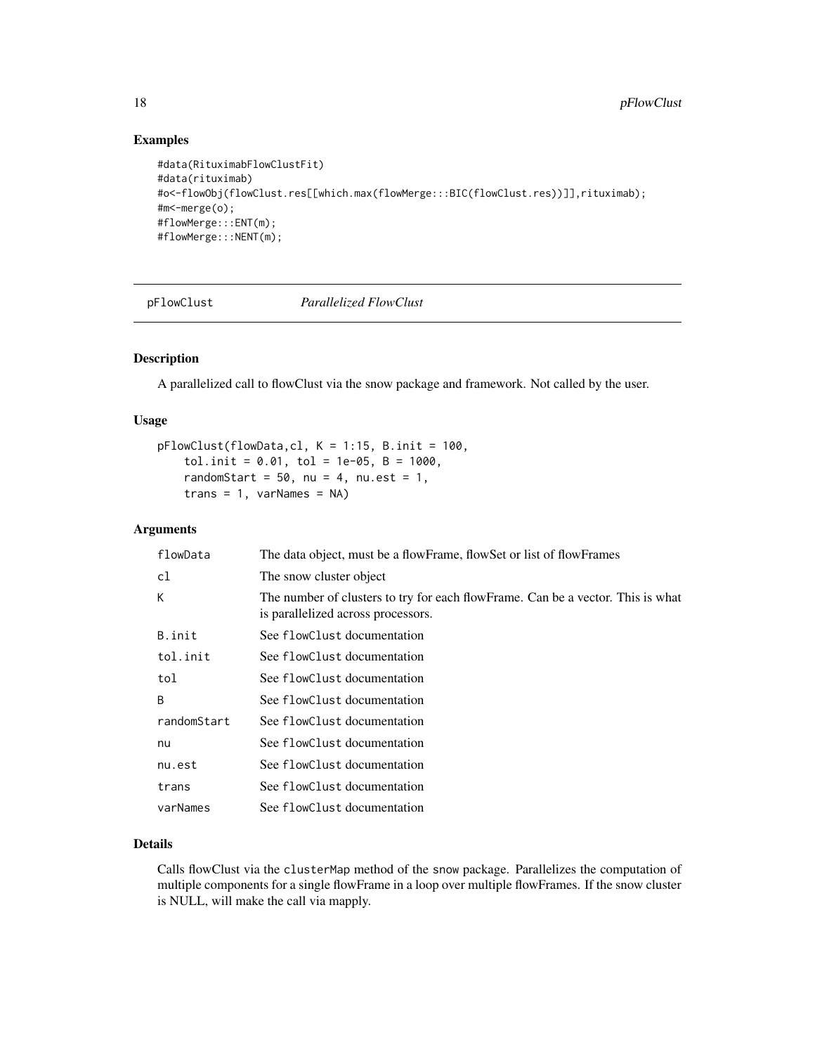## Examples

```
#data(RituximabFlowClustFit)
#data(rituximab)
#o<-flowObj(flowClust.res[[which.max(flowMerge:::BIC(flowClust.res))]],rituximab);
#m<-merge(o);
#flowMerge:::ENT(m);
#flowMerge:::NENT(m);
```

---

# pFlowClust *Parallelized FlowClust*

---

## Description

A parallelized call to flowClust via the snow package and framework. Not called by the user.

## Usage

```
pFlowClust(flowData,cl, K = 1:15, B.init = 100,
    tol.init = 0.01, tol = 1e-05, B = 1000,
    randomStart = 50, nu = 4, nu.est = 1,
    trans = 1, varNames = NA)
```

## Arguments

| | |
|---|---|
| `flowData` | The data object, must be a flowFrame, flowSet or list of flowFrames |
| `cl` | The snow cluster object |
| `K` | The number of clusters to try for each flowFrame. Can be a vector. This is what is parallelized across processors. |
| `B.init` | See `flowClust` documentation |
| `tol.init` | See `flowClust` documentation |
| `tol` | See `flowClust` documentation |
| `B` | See `flowClust` documentation |
| `randomStart` | See `flowClust` documentation |
| `nu` | See `flowClust` documentation |
| `nu.est` | See `flowClust` documentation |
| `trans` | See `flowClust` documentation |
| `varNames` | See `flowClust` documentation |

## Details

Calls flowClust via the `clusterMap` method of the `snow` package. Parallelizes the computation of multiple components for a single flowFrame in a loop over multiple flowFrames. If the snow cluster is NULL, will make the call via mapply.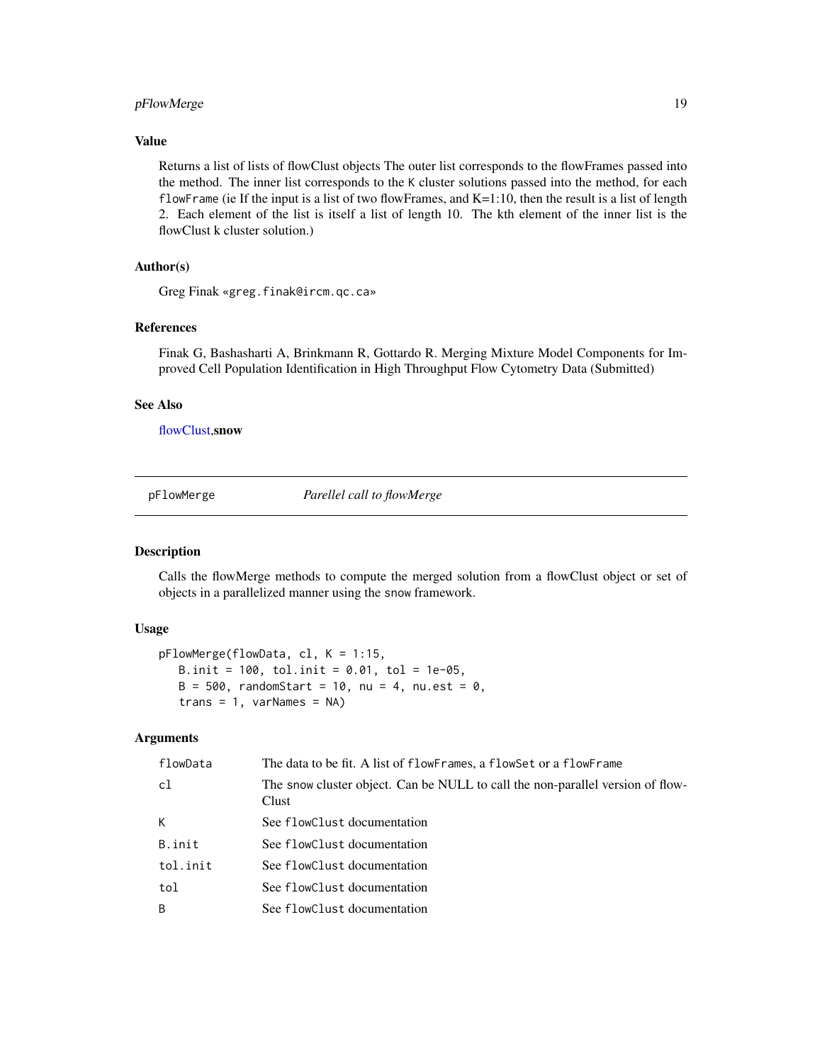### Value

Returns a list of lists of flowClust objects The outer list corresponds to the flowFrames passed into the method. The inner list corresponds to the K cluster solutions passed into the method, for each flowFrame (ie If the input is a list of two flowFrames, and K=1:10, then the result is a list of length 2. Each element of the list is itself a list of length 10. The kth element of the inner list is the flowClust k cluster solution.)

### Author(s)

Greg Finak «greg.finak@ircm.qc.ca»

### References

Finak G, Bashasharti A, Brinkmann R, Gottardo R. Merging Mixture Model Components for Improved Cell Population Identification in High Throughput Flow Cytometry Data (Submitted)

### See Also

flowClust,**snow**

---

## pFlowMerge    *Parellel call to flowMerge*

### Description

Calls the flowMerge methods to compute the merged solution from a flowClust object or set of objects in a parallelized manner using the snow framework.

### Usage

```
pFlowMerge(flowData, cl, K = 1:15,
   B.init = 100, tol.init = 0.01, tol = 1e-05,
   B = 500, randomStart = 10, nu = 4, nu.est = 0,
   trans = 1, varNames = NA)
```

### Arguments

| | |
|---|---|
| flowData | The data to be fit. A list of flowFrames, a flowSet or a flowFrame |
| cl | The snow cluster object. Can be NULL to call the non-parallel version of flowClust |
| K | See flowClust documentation |
| B.init | See flowClust documentation |
| tol.init | See flowClust documentation |
| tol | See flowClust documentation |
| B | See flowClust documentation |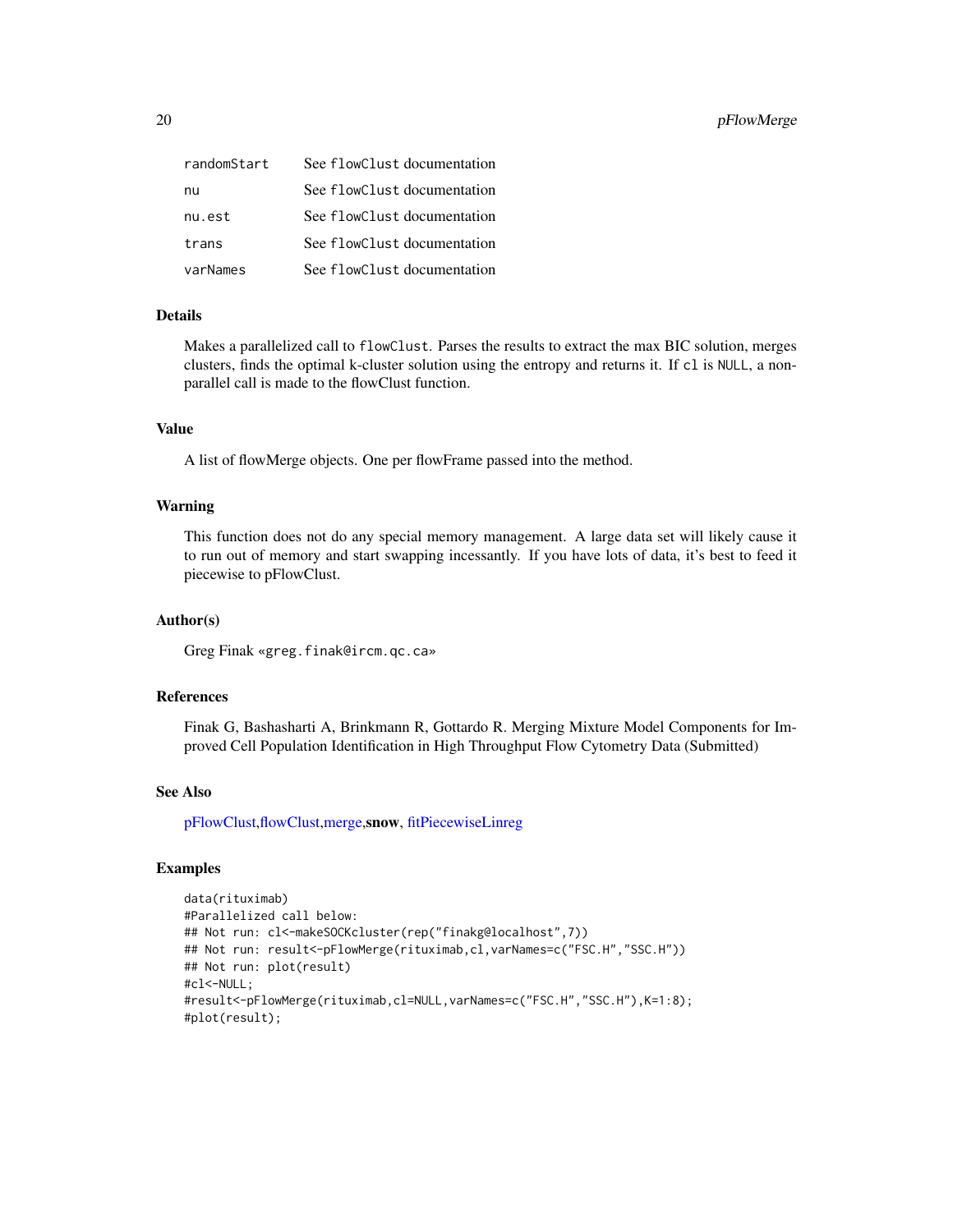| | |
|---|---|
| randomStart | See flowClust documentation |
| nu | See flowClust documentation |
| nu.est | See flowClust documentation |
| trans | See flowClust documentation |
| varNames | See flowClust documentation |

## Details

Makes a parallelized call to flowClust. Parses the results to extract the max BIC solution, merges clusters, finds the optimal k-cluster solution using the entropy and returns it. If cl is NULL, a non-parallel call is made to the flowClust function.

## Value

A list of flowMerge objects. One per flowFrame passed into the method.

## Warning

This function does not do any special memory management. A large data set will likely cause it to run out of memory and start swapping incessantly. If you have lots of data, it's best to feed it piecewise to pFlowClust.

## Author(s)

Greg Finak «greg.finak@ircm.qc.ca»

## References

Finak G, Bashasharti A, Brinkmann R, Gottardo R. Merging Mixture Model Components for Improved Cell Population Identification in High Throughput Flow Cytometry Data (Submitted)

## See Also

pFlowClust,flowClust,merge,**snow**, fitPiecewiseLinreg

## Examples

```
data(rituximab)
#Parallelized call below:
## Not run: cl<-makeSOCKcluster(rep("finakg@localhost",7))
## Not run: result<-pFlowMerge(rituximab,cl,varNames=c("FSC.H","SSC.H"))
## Not run: plot(result)
#cl<-NULL;
#result<-pFlowMerge(rituximab,cl=NULL,varNames=c("FSC.H","SSC.H"),K=1:8);
#plot(result);
```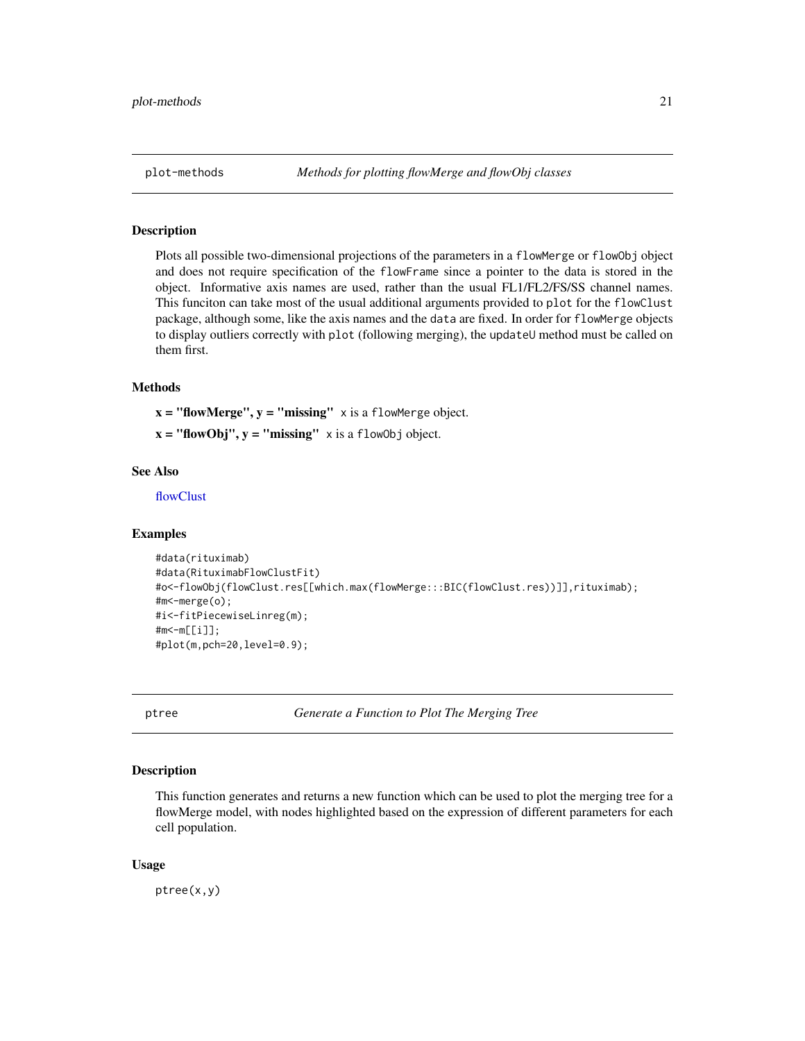## plot-methods *Methods for plotting flowMerge and flowObj classes*

### Description

Plots all possible two-dimensional projections of the parameters in a `flowMerge` or `flowObj` object and does not require specification of the `flowFrame` since a pointer to the data is stored in the object. Informative axis names are used, rather than the usual FL1/FL2/FS/SS channel names. This funciton can take most of the usual additional arguments provided to `plot` for the `flowClust` package, although some, like the axis names and the `data` are fixed. In order for `flowMerge` objects to display outliers correctly with `plot` (following merging), the `updateU` method must be called on them first.

### Methods

**x = "flowMerge", y = "missing"** `x` is a `flowMerge` object.

**x = "flowObj", y = "missing"** `x` is a `flowObj` object.

### See Also

flowClust

### Examples

```
#data(rituximab)
#data(RituximabFlowClustFit)
#o<-flowObj(flowClust.res[[which.max(flowMerge:::BIC(flowClust.res))]],rituximab);
#m<-merge(o);
#i<-fitPiecewiseLinreg(m);
#m<-m[[i]];
#plot(m,pch=20,level=0.9);
```

## ptree *Generate a Function to Plot The Merging Tree*

### Description

This function generates and returns a new function which can be used to plot the merging tree for a flowMerge model, with nodes highlighted based on the expression of different parameters for each cell population.

### Usage

```
ptree(x,y)
```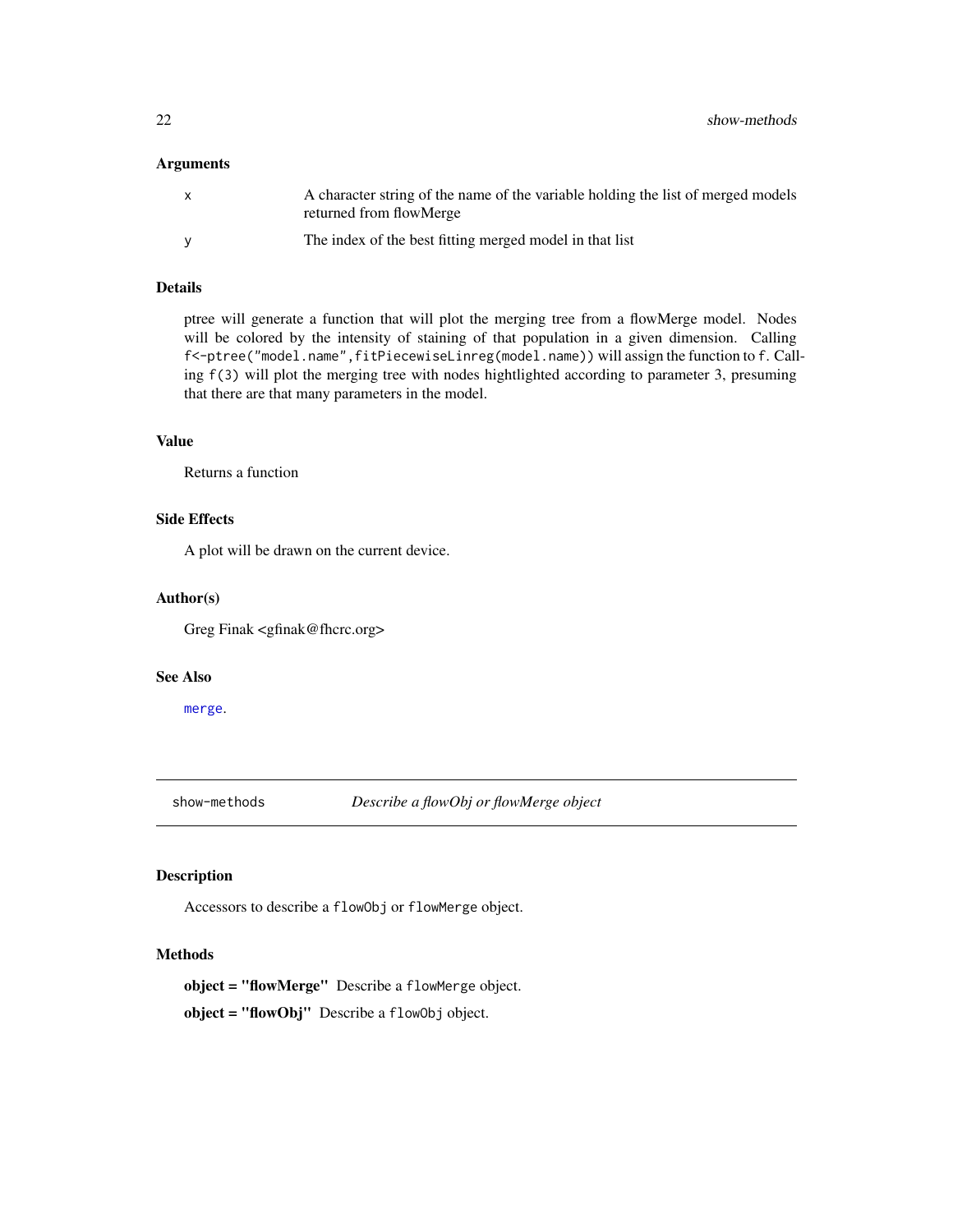### Arguments

| | |
|---|---|
| `x` | A character string of the name of the variable holding the list of merged models returned from flowMerge |
| `y` | The index of the best fitting merged model in that list |

### Details

ptree will generate a function that will plot the merging tree from a flowMerge model. Nodes will be colored by the intensity of staining of that population in a given dimension. Calling `f<-ptree("model.name",fitPiecewiseLinreg(model.name))` will assign the function to `f`. Calling `f(3)` will plot the merging tree with nodes hightlighted according to parameter 3, presuming that there are that many parameters in the model.

### Value

Returns a function

### Side Effects

A plot will be drawn on the current device.

### Author(s)

Greg Finak <gfinak@fhcrc.org>

### See Also

`merge`.

---

## show-methods — *Describe a flowObj or flowMerge object*

### Description

Accessors to describe a `flowObj` or `flowMerge` object.

### Methods

**object = "flowMerge"** Describe a `flowMerge` object.

**object = "flowObj"** Describe a `flowObj` object.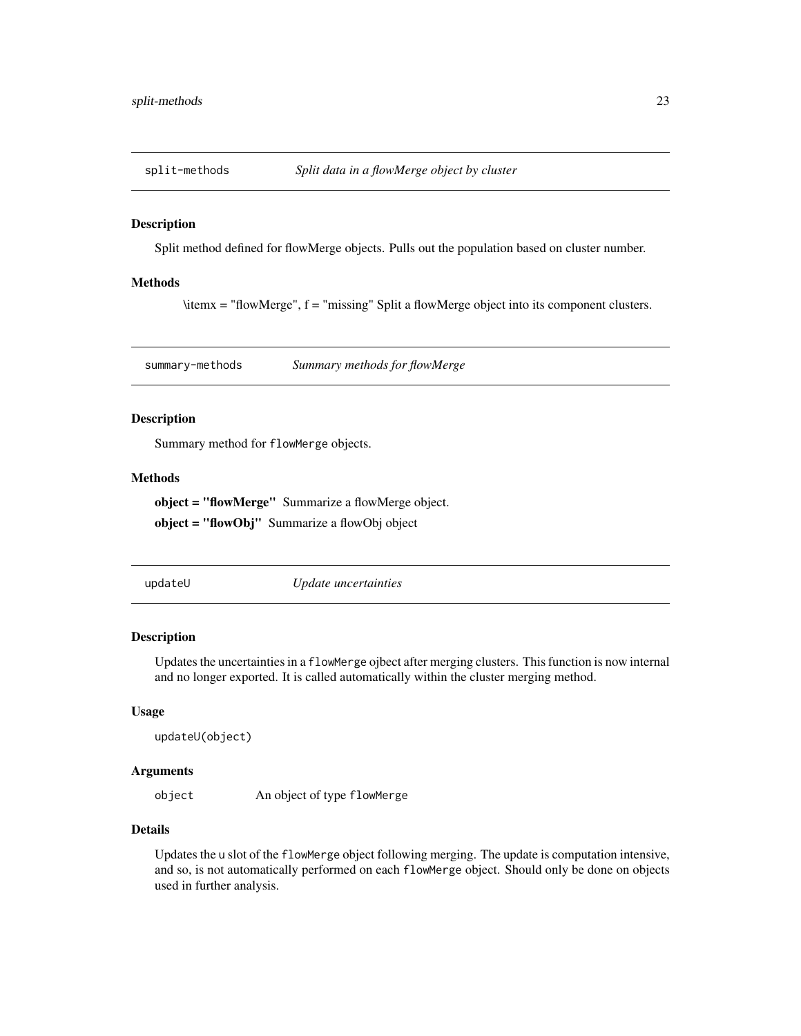## split-methods *Split data in a flowMerge object by cluster*

### Description

Split method defined for flowMerge objects. Pulls out the population based on cluster number.

### Methods

\itemx = "flowMerge", f = "missing" Split a flowMerge object into its component clusters.

## summary-methods *Summary methods for flowMerge*

### Description

Summary method for `flowMerge` objects.

### Methods

**object = "flowMerge"** Summarize a flowMerge object.

**object = "flowObj"** Summarize a flowObj object

## updateU *Update uncertainties*

### Description

Updates the uncertainties in a `flowMerge` ojbect after merging clusters. This function is now internal and no longer exported. It is called automatically within the cluster merging method.

### Usage

```
updateU(object)
```

### Arguments

| | |
|---|---|
| `object` | An object of type `flowMerge` |

### Details

Updates the `u` slot of the `flowMerge` object following merging. The update is computation intensive, and so, is not automatically performed on each `flowMerge` object. Should only be done on objects used in further analysis.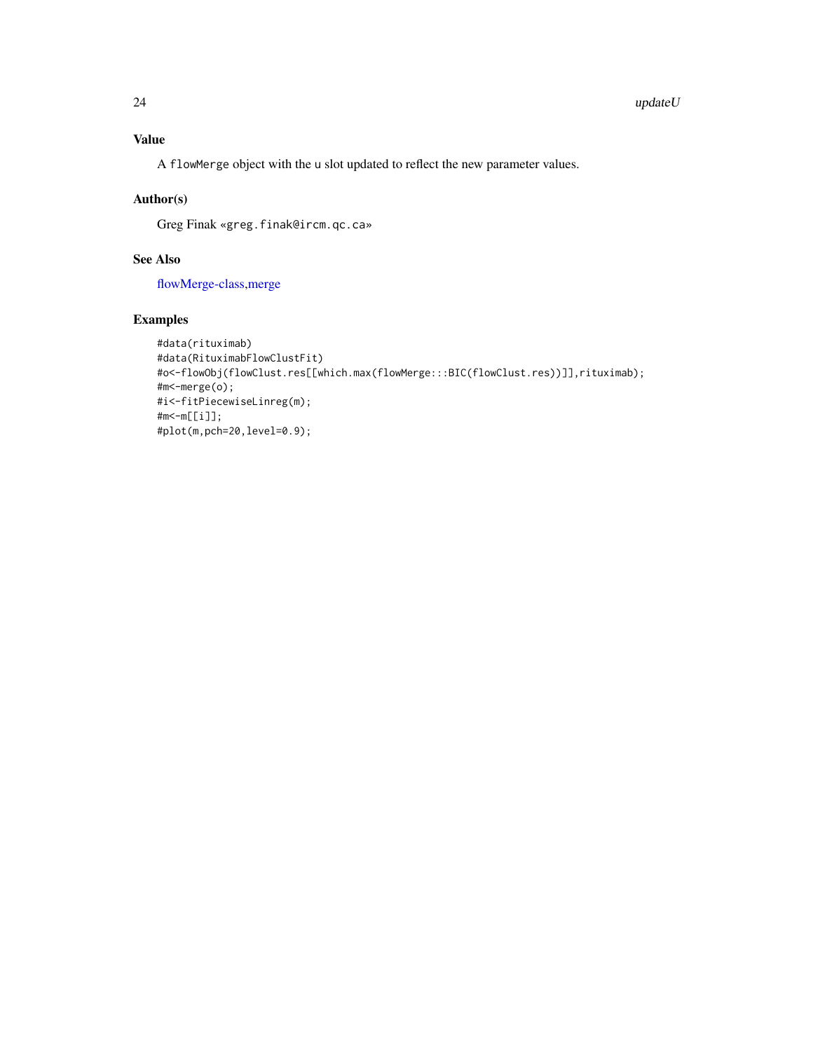## Value

A `flowMerge` object with the `u` slot updated to reflect the new parameter values.

## Author(s)

Greg Finak «greg.finak@ircm.qc.ca»

## See Also

flowMerge-class,merge

## Examples

```
#data(rituximab)
#data(RituximabFlowClustFit)
#o<-flowObj(flowClust.res[[which.max(flowMerge:::BIC(flowClust.res))]],rituximab);
#m<-merge(o);
#i<-fitPiecewiseLinreg(m);
#m<-m[[i]];
#plot(m,pch=20,level=0.9);
```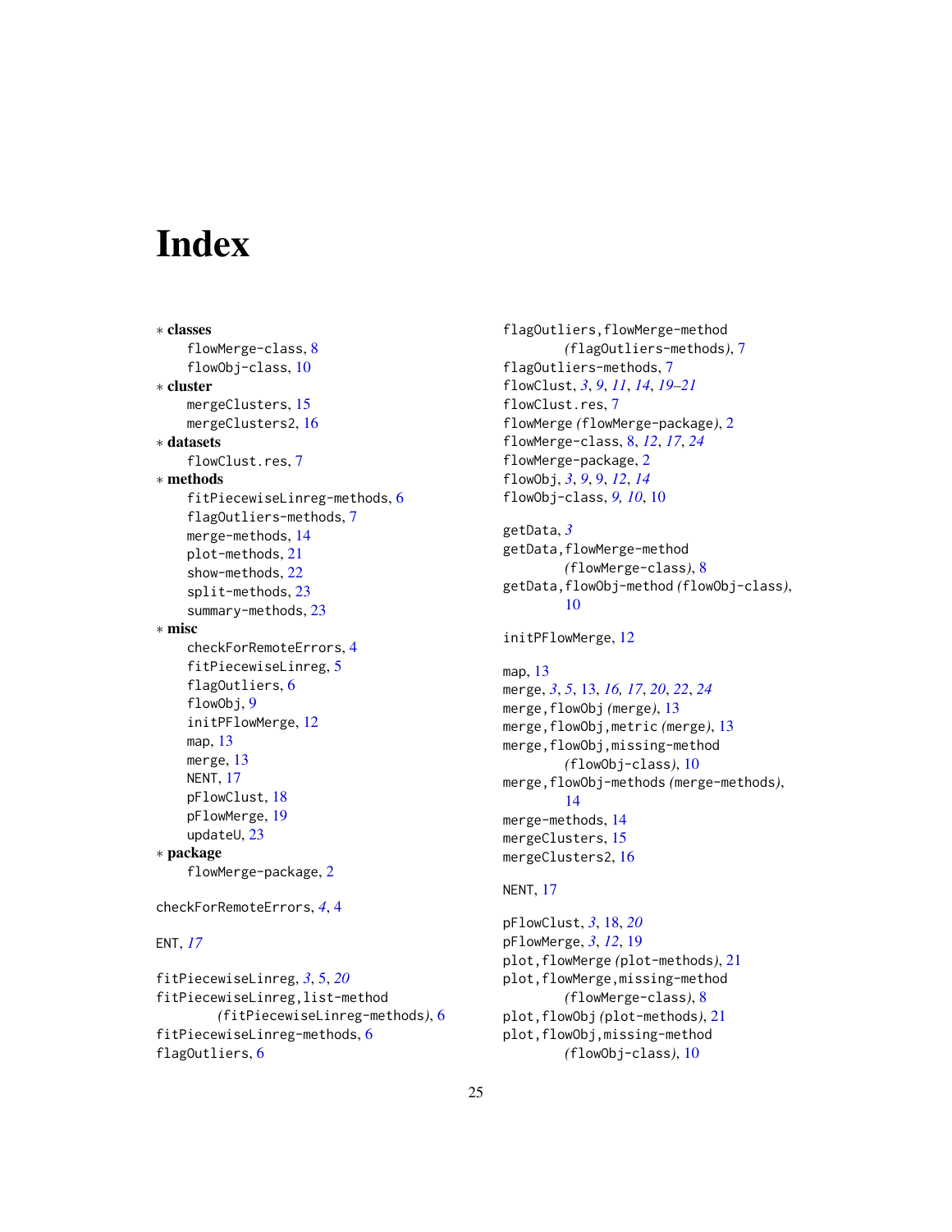# Index

∗ **classes**
- flowMerge-class, 8
- flowObj-class, 10

∗ **cluster**
- mergeClusters, 15
- mergeClusters2, 16

∗ **datasets**
- flowClust.res, 7

∗ **methods**
- fitPiecewiseLinreg-methods, 6
- flagOutliers-methods, 7
- merge-methods, 14
- plot-methods, 21
- show-methods, 22
- split-methods, 23
- summary-methods, 23

∗ **misc**
- checkForRemoteErrors, 4
- fitPiecewiseLinreg, 5
- flagOutliers, 6
- flowObj, 9
- initPFlowMerge, 12
- map, 13
- merge, 13
- NENT, 17
- pFlowClust, 18
- pFlowMerge, 19
- updateU, 23

∗ **package**
- flowMerge-package, 2

checkForRemoteErrors, *4*, 4

ENT, *17*

fitPiecewiseLinreg, *3*, 5, *20*
fitPiecewiseLinreg,list-method *(fitPiecewiseLinreg-methods)*, 6
fitPiecewiseLinreg-methods, 6
flagOutliers, 6
flagOutliers,flowMerge-method *(flagOutliers-methods)*, 7
flagOutliers-methods, 7
flowClust, *3*, *9*, *11*, *14*, *19–21*
flowClust.res, 7
flowMerge *(flowMerge-package)*, 2
flowMerge-class, 8, *12*, *17*, *24*
flowMerge-package, 2
flowObj, *3*, *9*, 9, *12*, *14*
flowObj-class, *9*, *10*, 10

getData, *3*
getData,flowMerge-method *(flowMerge-class)*, 8
getData,flowObj-method *(flowObj-class)*, 10

initPFlowMerge, 12

map, 13
merge, *3*, *5*, 13, *16*, *17*, *20*, *22*, *24*
merge,flowObj *(merge)*, 13
merge,flowObj,metric *(merge)*, 13
merge,flowObj,missing-method *(flowObj-class)*, 10
merge,flowObj-methods *(merge-methods)*, 14
merge-methods, 14
mergeClusters, 15
mergeClusters2, 16

NENT, 17

pFlowClust, *3*, 18, *20*
pFlowMerge, *3*, *12*, 19
plot,flowMerge *(plot-methods)*, 21
plot,flowMerge,missing-method *(flowMerge-class)*, 8
plot,flowObj *(plot-methods)*, 21
plot,flowObj,missing-method *(flowObj-class)*, 10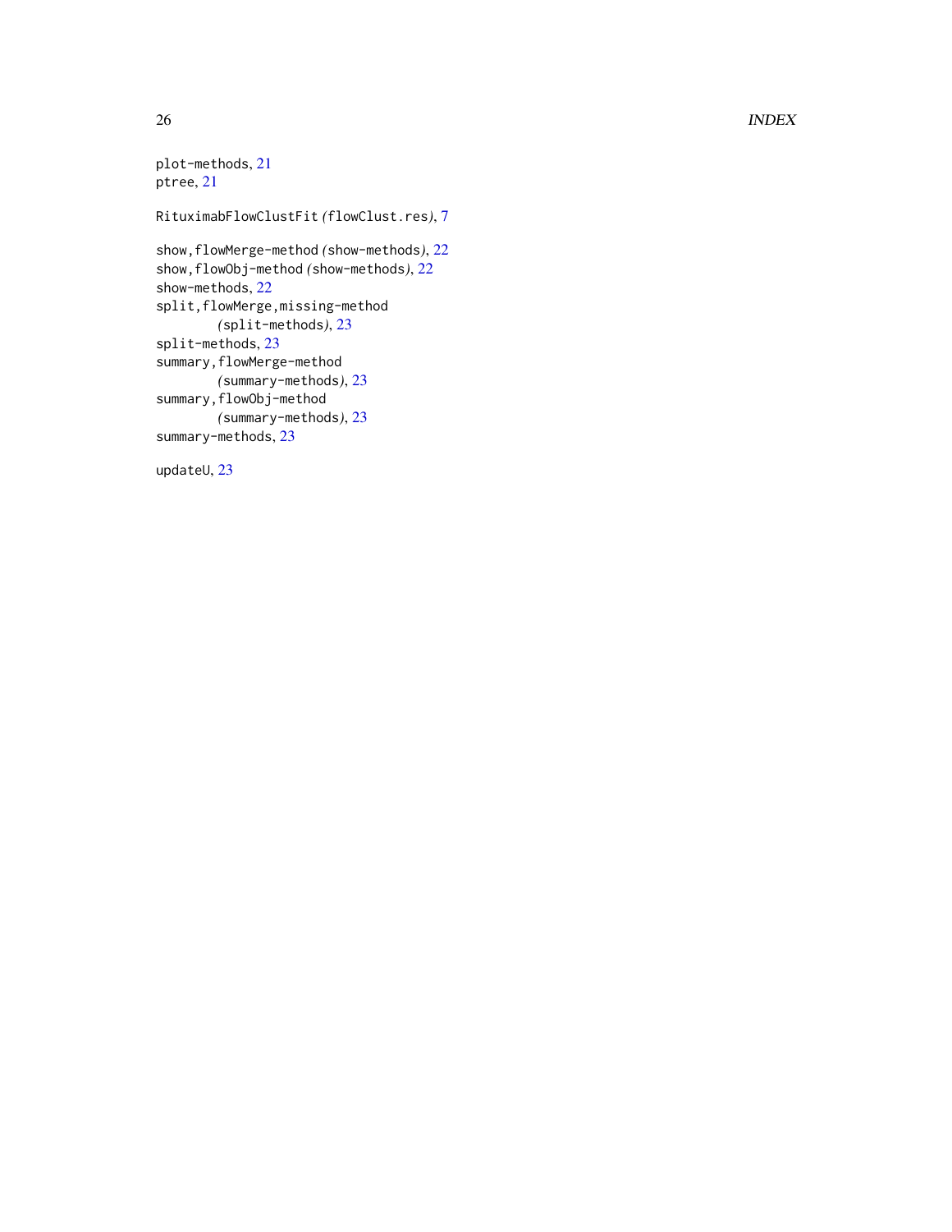plot-methods, 21
ptree, 21

RituximabFlowClustFit *(*flowClust.res*)*, 7

show,flowMerge-method *(*show-methods*)*, 22
show,flowObj-method *(*show-methods*)*, 22
show-methods, 22
split,flowMerge,missing-method
        *(*split-methods*)*, 23
split-methods, 23
summary,flowMerge-method
        *(*summary-methods*)*, 23
summary,flowObj-method
        *(*summary-methods*)*, 23
summary-methods, 23

updateU, 23